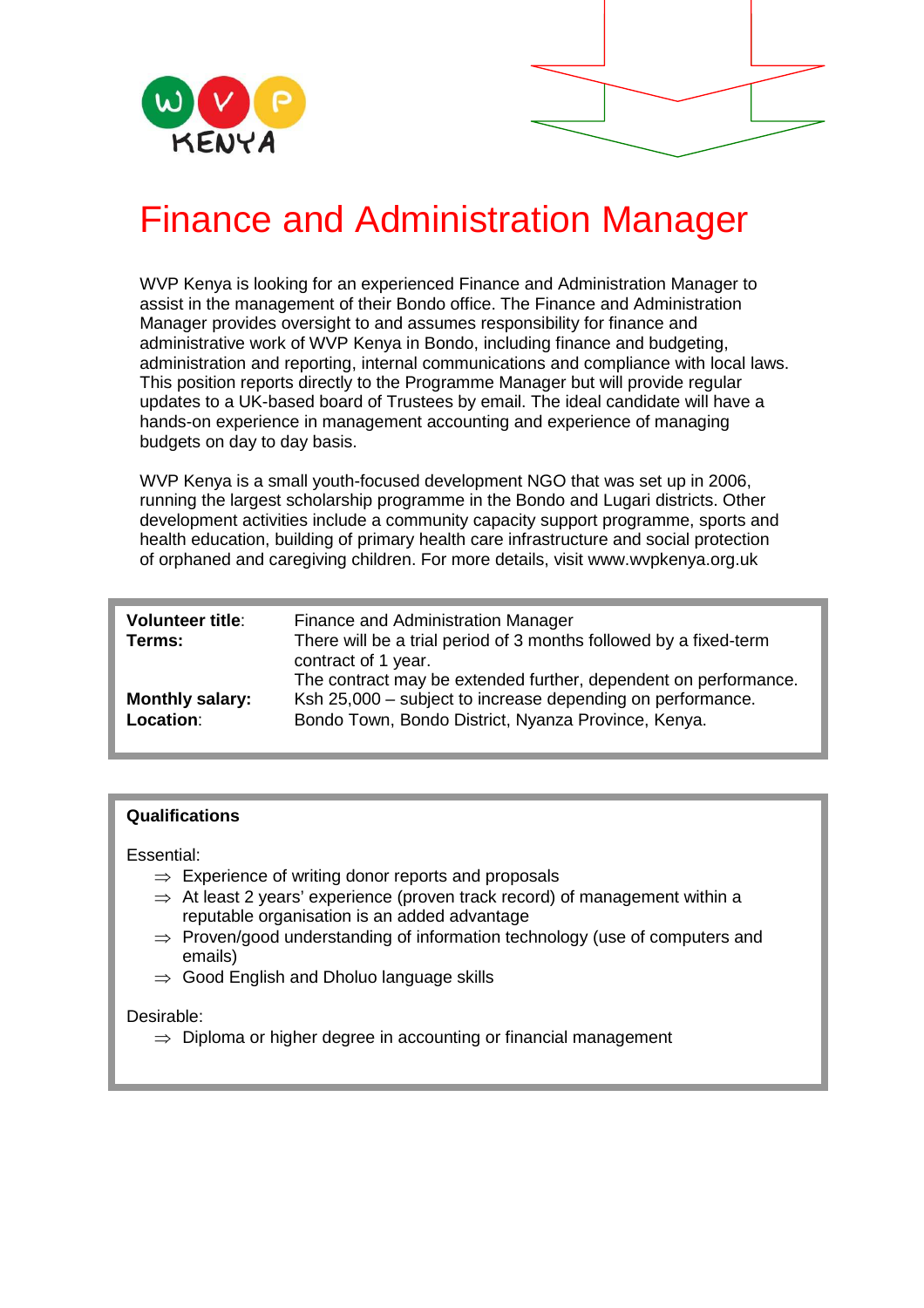WVP KENYA

# Finance and Administration Manager

WVP Kenya is looking for an experienced Finance and Administration Manager to assist in the management of their Bondo office. The Finance and Administration Manager provides oversight to and assumes responsibility for finance and administrative work of WVP Kenya in Bondo, including finance and budgeting, administration and reporting, internal communications and compliance with local laws. This position reports directly to the Programme Manager but will provide regular updates to a UK-based board of Trustees by email. The ideal candidate will have a hands-on experience in management accounting and experience of managing budgets on day to day basis.

WVP Kenya is a small youth-focused development NGO that was set up in 2006, running the largest scholarship programme in the Bondo and Lugari districts. Other development activities include a community capacity support programme, sports and health education, building of primary health care infrastructure and social protection of orphaned and caregiving children. For more details, visit www.wvpkenya.org.uk

| | |
|---|---|
| **Volunteer title**: | Finance and Administration Manager |
| **Terms:** | There will be a trial period of 3 months followed by a fixed-term contract of 1 year.<br>The contract may be extended further, dependent on performance. |
| **Monthly salary:** | Ksh 25,000 – subject to increase depending on performance. |
| **Location**: | Bondo Town, Bondo District, Nyanza Province, Kenya. |

**Qualifications**

Essential:

- ⇒ Experience of writing donor reports and proposals
- ⇒ At least 2 years' experience (proven track record) of management within a reputable organisation is an added advantage
- ⇒ Proven/good understanding of information technology (use of computers and emails)
- ⇒ Good English and Dholuo language skills

Desirable:

- ⇒ Diploma or higher degree in accounting or financial management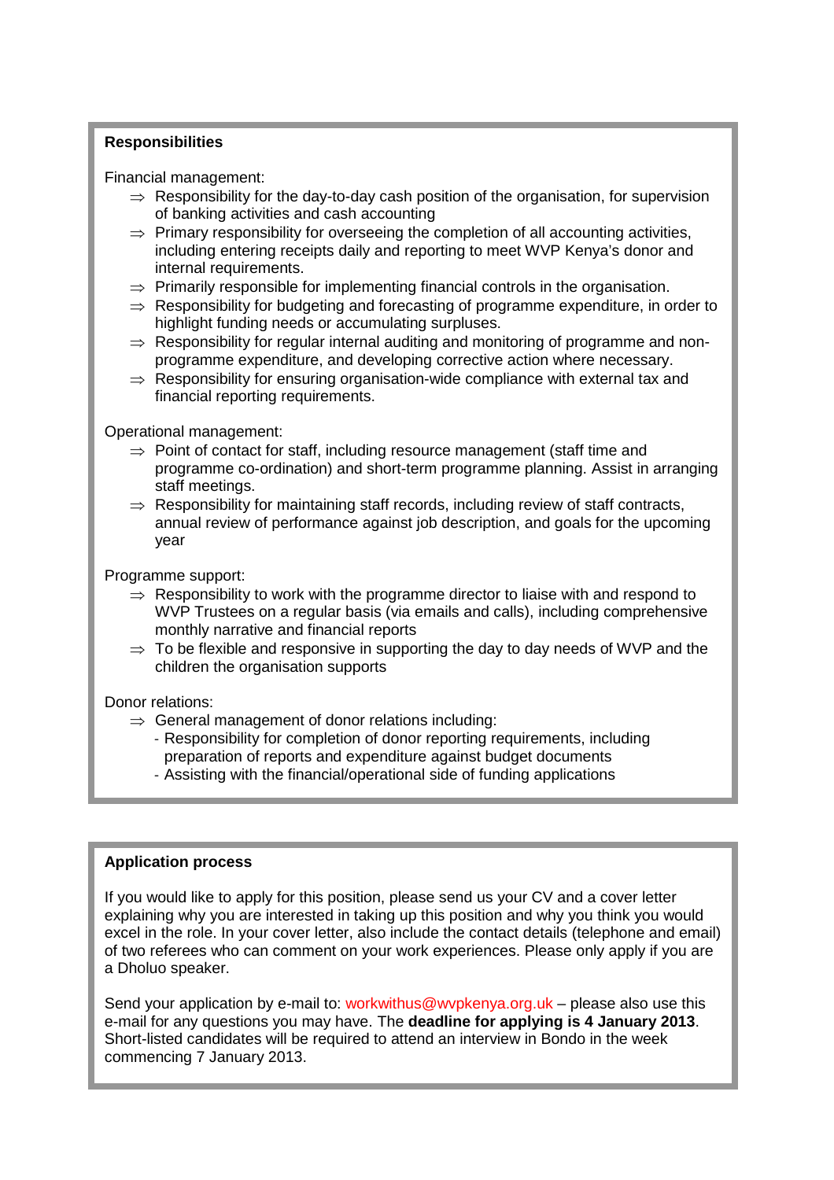**Responsibilities**

Financial management:

- ⇒ Responsibility for the day-to-day cash position of the organisation, for supervision of banking activities and cash accounting
- ⇒ Primary responsibility for overseeing the completion of all accounting activities, including entering receipts daily and reporting to meet WVP Kenya's donor and internal requirements.
- ⇒ Primarily responsible for implementing financial controls in the organisation.
- ⇒ Responsibility for budgeting and forecasting of programme expenditure, in order to highlight funding needs or accumulating surpluses.
- ⇒ Responsibility for regular internal auditing and monitoring of programme and non-programme expenditure, and developing corrective action where necessary.
- ⇒ Responsibility for ensuring organisation-wide compliance with external tax and financial reporting requirements.

Operational management:

- ⇒ Point of contact for staff, including resource management (staff time and programme co-ordination) and short-term programme planning. Assist in arranging staff meetings.
- ⇒ Responsibility for maintaining staff records, including review of staff contracts, annual review of performance against job description, and goals for the upcoming year

Programme support:

- ⇒ Responsibility to work with the programme director to liaise with and respond to WVP Trustees on a regular basis (via emails and calls), including comprehensive monthly narrative and financial reports
- ⇒ To be flexible and responsive in supporting the day to day needs of WVP and the children the organisation supports

Donor relations:

- ⇒ General management of donor relations including:
  - Responsibility for completion of donor reporting requirements, including preparation of reports and expenditure against budget documents
  - Assisting with the financial/operational side of funding applications

**Application process**

If you would like to apply for this position, please send us your CV and a cover letter explaining why you are interested in taking up this position and why you think you would excel in the role. In your cover letter, also include the contact details (telephone and email) of two referees who can comment on your work experiences. Please only apply if you are a Dholuo speaker.

Send your application by e-mail to: workwithus@wvpkenya.org.uk – please also use this e-mail for any questions you may have. The **deadline for applying is 4 January 2013**. Short-listed candidates will be required to attend an interview in Bondo in the week commencing 7 January 2013.